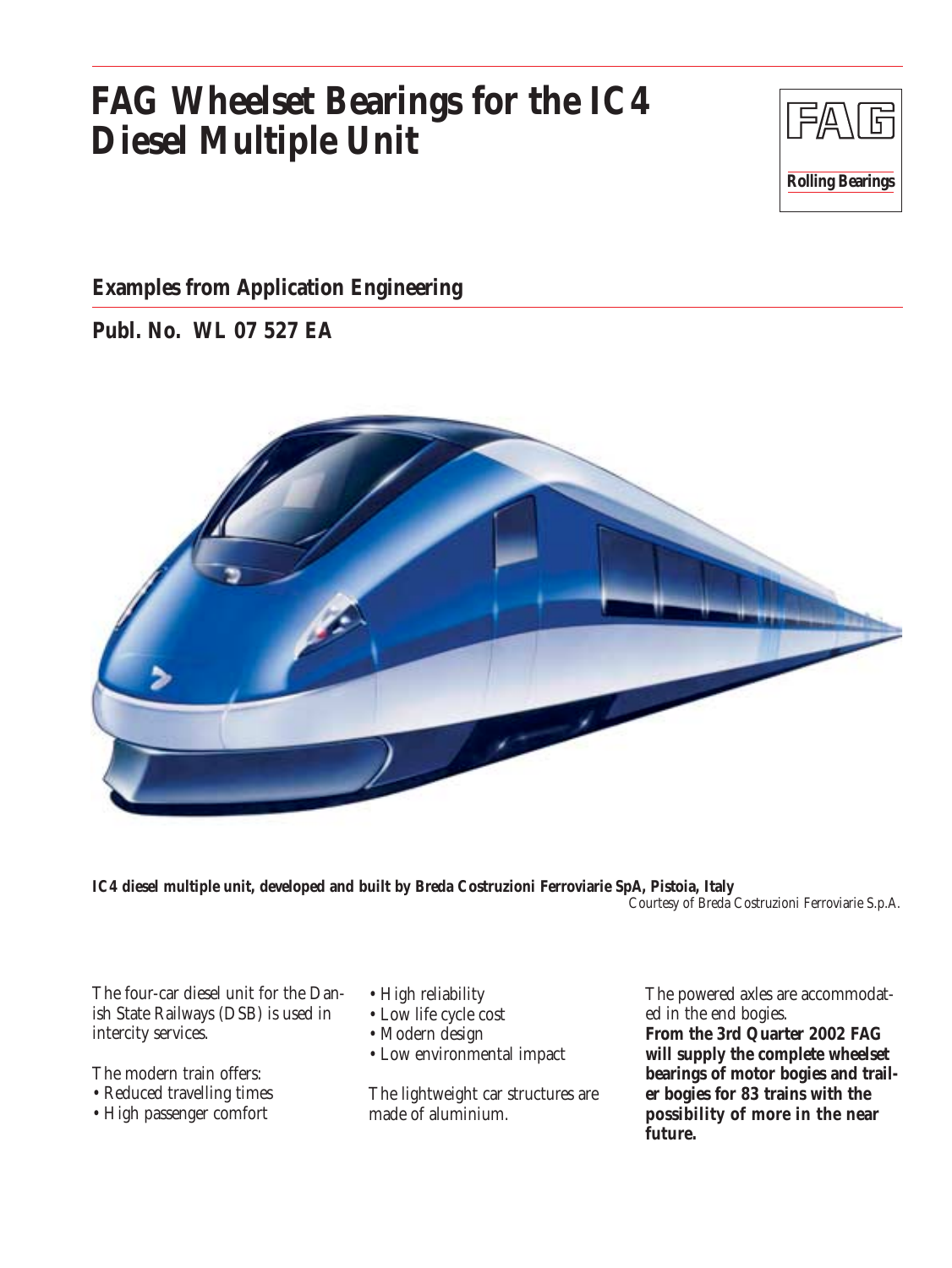# FAG Wheelset Bearings for the IC4 Diesel Multiple Unit

FAG

Rolling Bearings

## Examples from Application Engineering

## Publ. No. WL 07 527 EA

**IC4 diesel multiple unit, developed and built by Breda Costruzioni Ferroviarie SpA, Pistoia, Italy**

*Courtesy of Breda Costruzioni Ferroviarie S.p.A.*

The four-car diesel unit for the Danish State Railways (DSB) is used in intercity services.

The modern train offers:

- Reduced travelling times
- High passenger comfort
- High reliability
- Low life cycle cost
- Modern design
- Low environmental impact

The lightweight car structures are made of aluminium.

The powered axles are accommodated in the end bogies.

**From the 3rd Quarter 2002 FAG will supply the complete wheelset bearings of motor bogies and trailer bogies for 83 trains with the possibility of more in the near future.**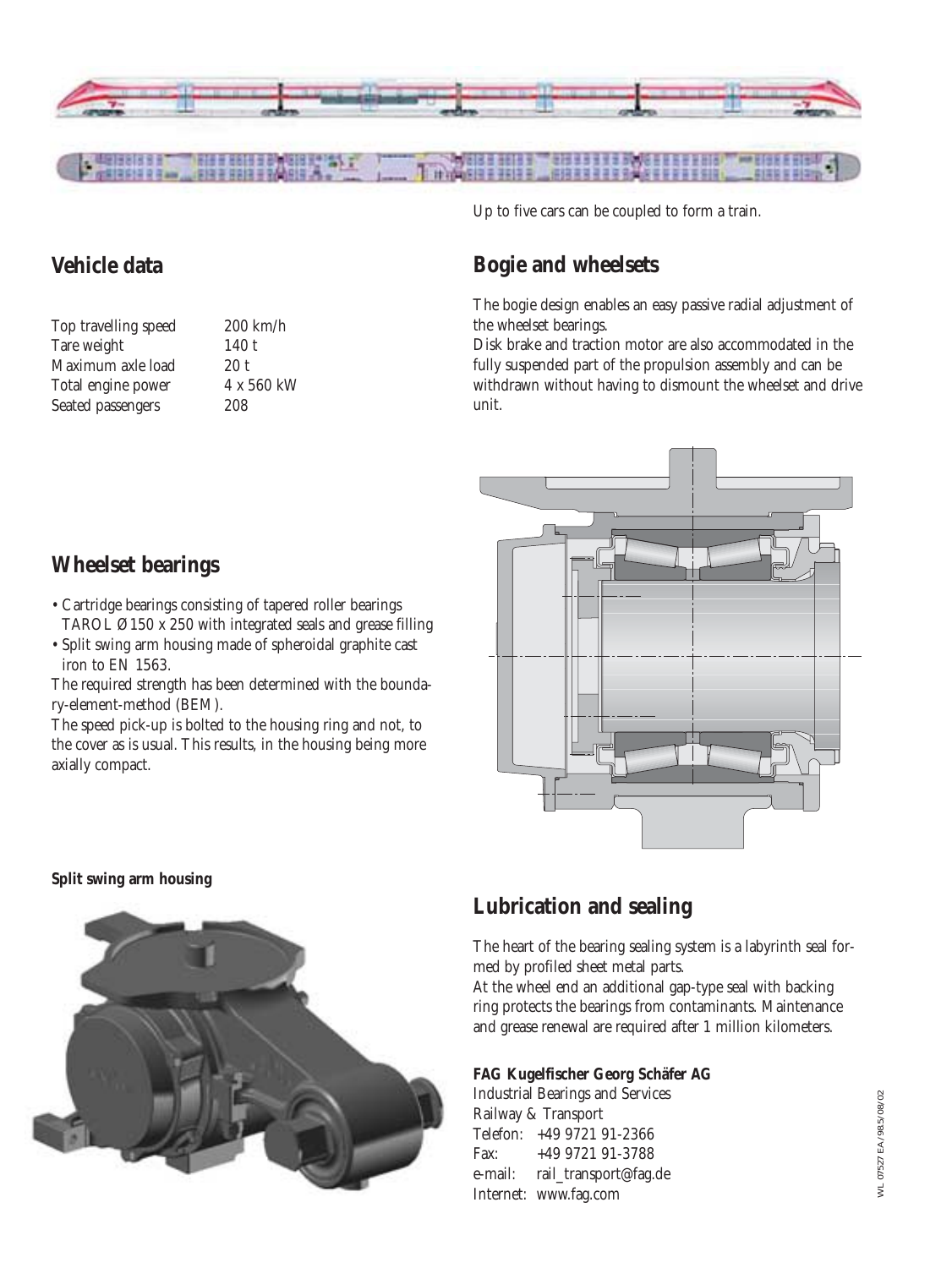Up to five cars can be coupled to form a train.

## Vehicle data

| | |
|---|---|
| Top travelling speed | 200 km/h |
| Tare weight | 140 t |
| Maximum axle load | 20 t |
| Total engine power | 4 x 560 kW |
| Seated passengers | 208 |

## Bogie and wheelsets

The bogie design enables an easy passive radial adjustment of the wheelset bearings.
Disk brake and traction motor are also accommodated in the fully suspended part of the propulsion assembly and can be withdrawn without having to dismount the wheelset and drive unit.

## Wheelset bearings

- Cartridge bearings consisting of tapered roller bearings TAROL Ø 150 x 250 with integrated seals and grease filling
- Split swing arm housing made of spheroidal graphite cast iron to EN 1563.

The required strength has been determined with the boundary-element-method (BEM).
The speed pick-up is bolted to the housing ring and not, to the cover as is usual. This results, in the housing being more axially compact.

**Split swing arm housing**

## Lubrication and sealing

The heart of the bearing sealing system is a labyrinth seal formed by profiled sheet metal parts.
At the wheel end an additional gap-type seal with backing ring protects the bearings from contaminants. Maintenance and grease renewal are required after 1 million kilometers.

**FAG Kugelfischer Georg Schäfer AG**
Industrial Bearings and Services
Railway & Transport
Telefon: +49 9721 91-2366
Fax: +49 9721 91-3788
e-mail: rail_transport@fag.de
Internet: www.fag.com

WL 07527 EA/98.5/08/02